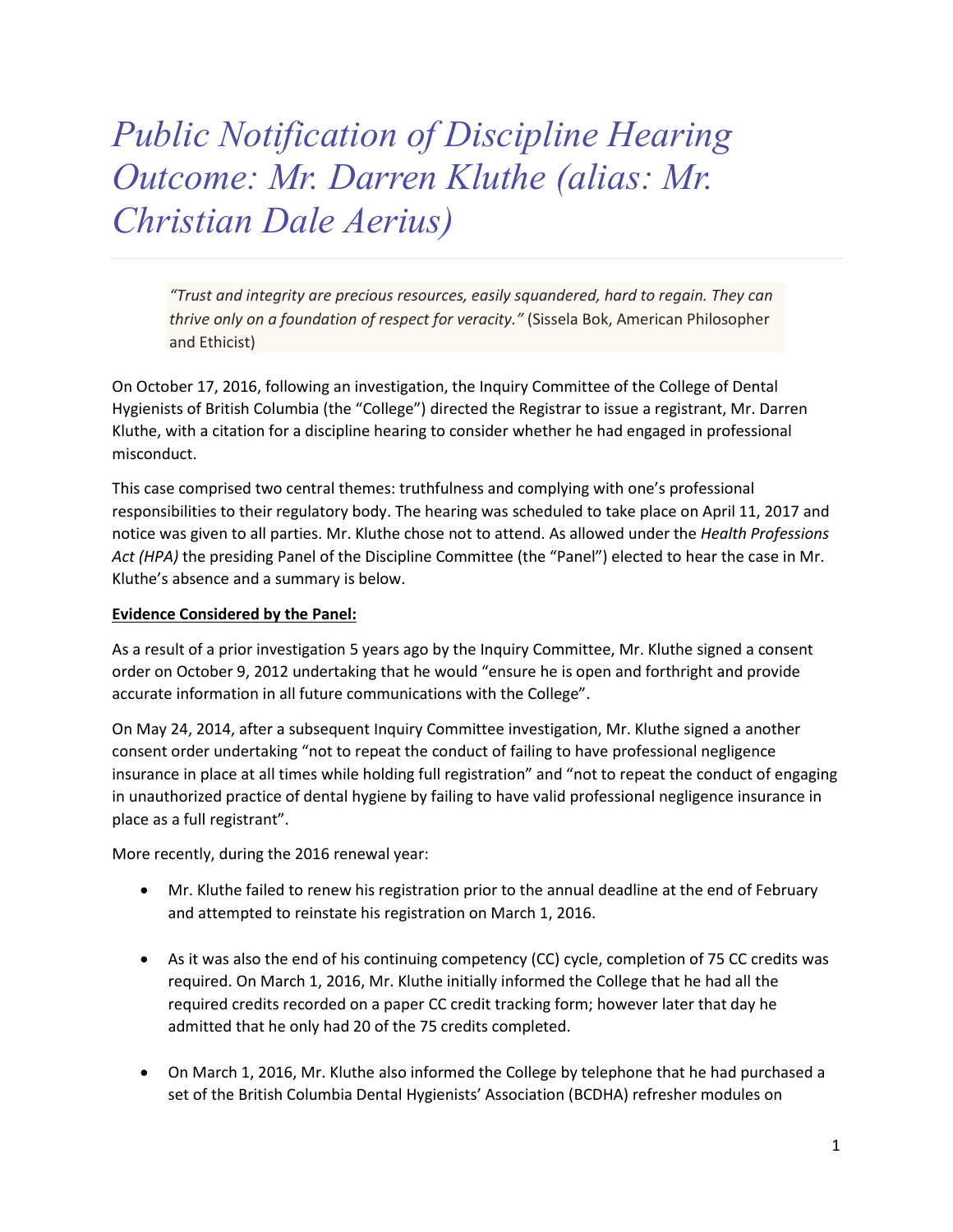# *Public Notification of Discipline Hearing Outcome: Mr. Darren Kluthe (alias: Mr. Christian Dale Aerius)*

> *"Trust and integrity are precious resources, easily squandered, hard to regain. They can thrive only on a foundation of respect for veracity."* (Sissela Bok, American Philosopher and Ethicist)

On October 17, 2016, following an investigation, the Inquiry Committee of the College of Dental Hygienists of British Columbia (the "College") directed the Registrar to issue a registrant, Mr. Darren Kluthe, with a citation for a discipline hearing to consider whether he had engaged in professional misconduct.

This case comprised two central themes: truthfulness and complying with one's professional responsibilities to their regulatory body. The hearing was scheduled to take place on April 11, 2017 and notice was given to all parties. Mr. Kluthe chose not to attend. As allowed under the *Health Professions Act (HPA)* the presiding Panel of the Discipline Committee (the "Panel") elected to hear the case in Mr. Kluthe's absence and a summary is below.

**Evidence Considered by the Panel:**

As a result of a prior investigation 5 years ago by the Inquiry Committee, Mr. Kluthe signed a consent order on October 9, 2012 undertaking that he would "ensure he is open and forthright and provide accurate information in all future communications with the College".

On May 24, 2014, after a subsequent Inquiry Committee investigation, Mr. Kluthe signed a another consent order undertaking "not to repeat the conduct of failing to have professional negligence insurance in place at all times while holding full registration" and "not to repeat the conduct of engaging in unauthorized practice of dental hygiene by failing to have valid professional negligence insurance in place as a full registrant".

More recently, during the 2016 renewal year:

- Mr. Kluthe failed to renew his registration prior to the annual deadline at the end of February and attempted to reinstate his registration on March 1, 2016.
- As it was also the end of his continuing competency (CC) cycle, completion of 75 CC credits was required. On March 1, 2016, Mr. Kluthe initially informed the College that he had all the required credits recorded on a paper CC credit tracking form; however later that day he admitted that he only had 20 of the 75 credits completed.
- On March 1, 2016, Mr. Kluthe also informed the College by telephone that he had purchased a set of the British Columbia Dental Hygienists' Association (BCDHA) refresher modules on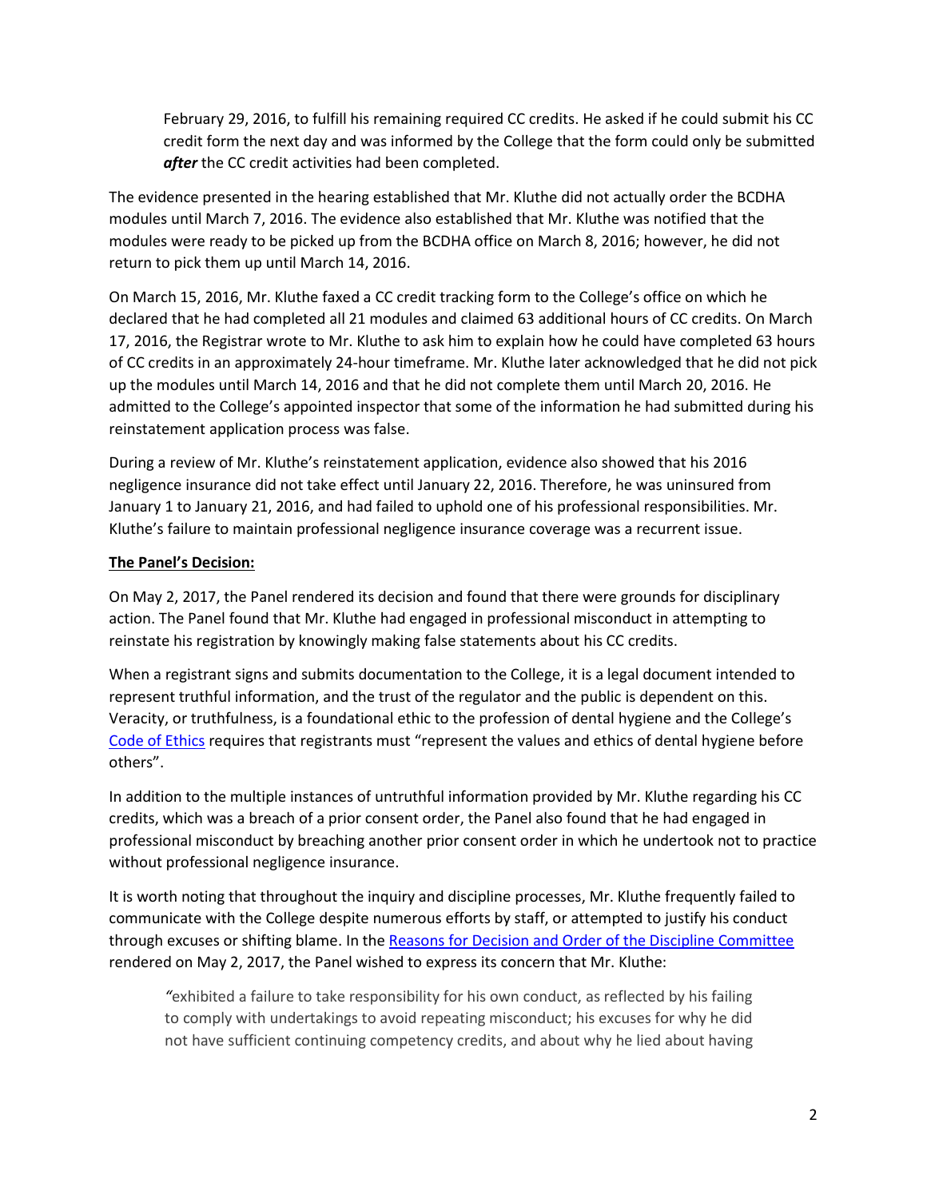February 29, 2016, to fulfill his remaining required CC credits. He asked if he could submit his CC credit form the next day and was informed by the College that the form could only be submitted ***after*** the CC credit activities had been completed.

The evidence presented in the hearing established that Mr. Kluthe did not actually order the BCDHA modules until March 7, 2016. The evidence also established that Mr. Kluthe was notified that the modules were ready to be picked up from the BCDHA office on March 8, 2016; however, he did not return to pick them up until March 14, 2016.

On March 15, 2016, Mr. Kluthe faxed a CC credit tracking form to the College's office on which he declared that he had completed all 21 modules and claimed 63 additional hours of CC credits. On March 17, 2016, the Registrar wrote to Mr. Kluthe to ask him to explain how he could have completed 63 hours of CC credits in an approximately 24-hour timeframe. Mr. Kluthe later acknowledged that he did not pick up the modules until March 14, 2016 and that he did not complete them until March 20, 2016. He admitted to the College's appointed inspector that some of the information he had submitted during his reinstatement application process was false.

During a review of Mr. Kluthe's reinstatement application, evidence also showed that his 2016 negligence insurance did not take effect until January 22, 2016. Therefore, he was uninsured from January 1 to January 21, 2016, and had failed to uphold one of his professional responsibilities. Mr. Kluthe's failure to maintain professional negligence insurance coverage was a recurrent issue.

**The Panel's Decision:**

On May 2, 2017, the Panel rendered its decision and found that there were grounds for disciplinary action. The Panel found that Mr. Kluthe had engaged in professional misconduct in attempting to reinstate his registration by knowingly making false statements about his CC credits.

When a registrant signs and submits documentation to the College, it is a legal document intended to represent truthful information, and the trust of the regulator and the public is dependent on this. Veracity, or truthfulness, is a foundational ethic to the profession of dental hygiene and the College's Code of Ethics requires that registrants must "represent the values and ethics of dental hygiene before others".

In addition to the multiple instances of untruthful information provided by Mr. Kluthe regarding his CC credits, which was a breach of a prior consent order, the Panel also found that he had engaged in professional misconduct by breaching another prior consent order in which he undertook not to practice without professional negligence insurance.

It is worth noting that throughout the inquiry and discipline processes, Mr. Kluthe frequently failed to communicate with the College despite numerous efforts by staff, or attempted to justify his conduct through excuses or shifting blame. In the Reasons for Decision and Order of the Discipline Committee rendered on May 2, 2017, the Panel wished to express its concern that Mr. Kluthe:

> "exhibited a failure to take responsibility for his own conduct, as reflected by his failing to comply with undertakings to avoid repeating misconduct; his excuses for why he did not have sufficient continuing competency credits, and about why he lied about having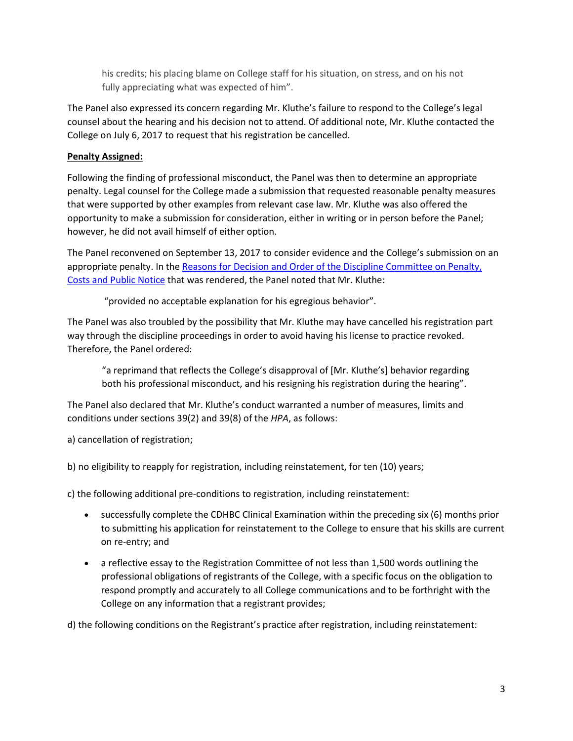> his credits; his placing blame on College staff for his situation, on stress, and on his not fully appreciating what was expected of him".

The Panel also expressed its concern regarding Mr. Kluthe's failure to respond to the College's legal counsel about the hearing and his decision not to attend. Of additional note, Mr. Kluthe contacted the College on July 6, 2017 to request that his registration be cancelled.

**Penalty Assigned:**

Following the finding of professional misconduct, the Panel was then to determine an appropriate penalty. Legal counsel for the College made a submission that requested reasonable penalty measures that were supported by other examples from relevant case law. Mr. Kluthe was also offered the opportunity to make a submission for consideration, either in writing or in person before the Panel; however, he did not avail himself of either option.

The Panel reconvened on September 13, 2017 to consider evidence and the College's submission on an appropriate penalty. In the Reasons for Decision and Order of the Discipline Committee on Penalty, Costs and Public Notice that was rendered, the Panel noted that Mr. Kluthe:

> "provided no acceptable explanation for his egregious behavior".

The Panel was also troubled by the possibility that Mr. Kluthe may have cancelled his registration part way through the discipline proceedings in order to avoid having his license to practice revoked. Therefore, the Panel ordered:

> "a reprimand that reflects the College's disapproval of [Mr. Kluthe's] behavior regarding both his professional misconduct, and his resigning his registration during the hearing".

The Panel also declared that Mr. Kluthe's conduct warranted a number of measures, limits and conditions under sections 39(2) and 39(8) of the *HPA*, as follows:

a) cancellation of registration;

b) no eligibility to reapply for registration, including reinstatement, for ten (10) years;

c) the following additional pre-conditions to registration, including reinstatement:

- successfully complete the CDHBC Clinical Examination within the preceding six (6) months prior to submitting his application for reinstatement to the College to ensure that his skills are current on re-entry; and
- a reflective essay to the Registration Committee of not less than 1,500 words outlining the professional obligations of registrants of the College, with a specific focus on the obligation to respond promptly and accurately to all College communications and to be forthright with the College on any information that a registrant provides;

d) the following conditions on the Registrant's practice after registration, including reinstatement: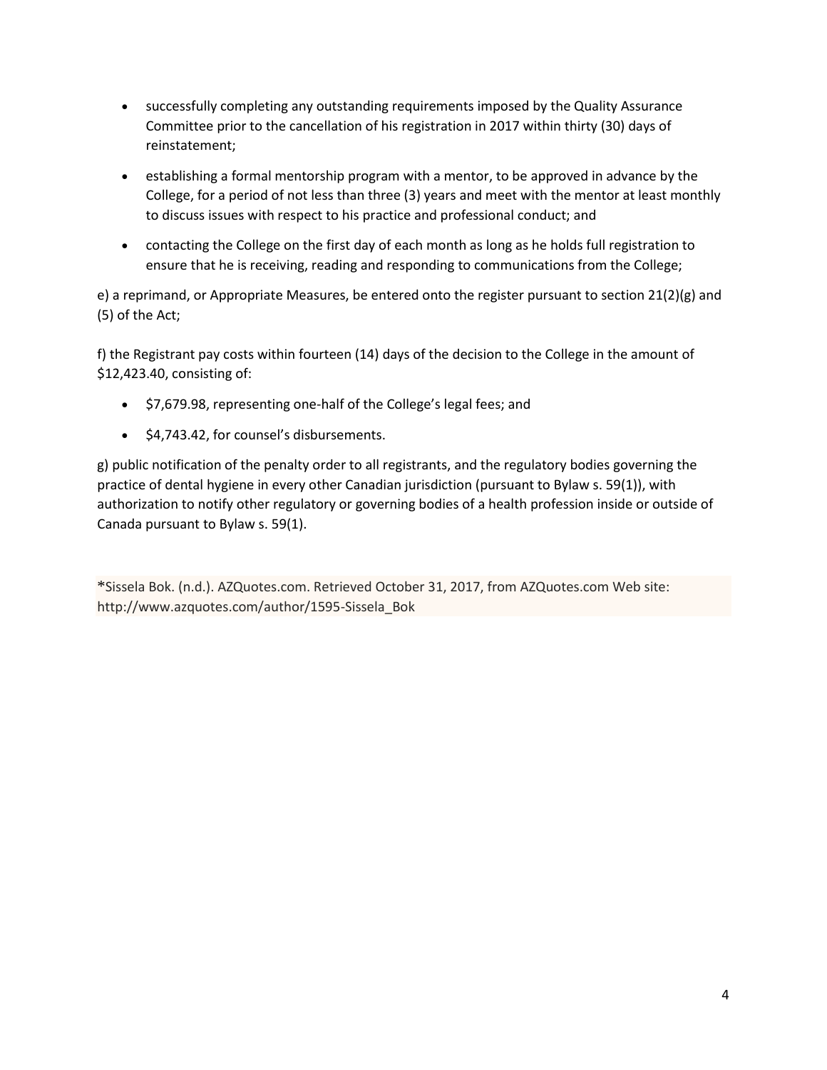- successfully completing any outstanding requirements imposed by the Quality Assurance Committee prior to the cancellation of his registration in 2017 within thirty (30) days of reinstatement;
- establishing a formal mentorship program with a mentor, to be approved in advance by the College, for a period of not less than three (3) years and meet with the mentor at least monthly to discuss issues with respect to his practice and professional conduct; and
- contacting the College on the first day of each month as long as he holds full registration to ensure that he is receiving, reading and responding to communications from the College;

e) a reprimand, or Appropriate Measures, be entered onto the register pursuant to section 21(2)(g) and (5) of the Act;

f) the Registrant pay costs within fourteen (14) days of the decision to the College in the amount of $12,423.40, consisting of:

- $7,679.98, representing one-half of the College's legal fees; and
- $4,743.42, for counsel's disbursements.

g) public notification of the penalty order to all registrants, and the regulatory bodies governing the practice of dental hygiene in every other Canadian jurisdiction (pursuant to Bylaw s. 59(1)), with authorization to notify other regulatory or governing bodies of a health profession inside or outside of Canada pursuant to Bylaw s. 59(1).

*Sissela Bok. (n.d.). AZQuotes.com. Retrieved October 31, 2017, from AZQuotes.com Web site: http://www.azquotes.com/author/1595-Sissela_Bok